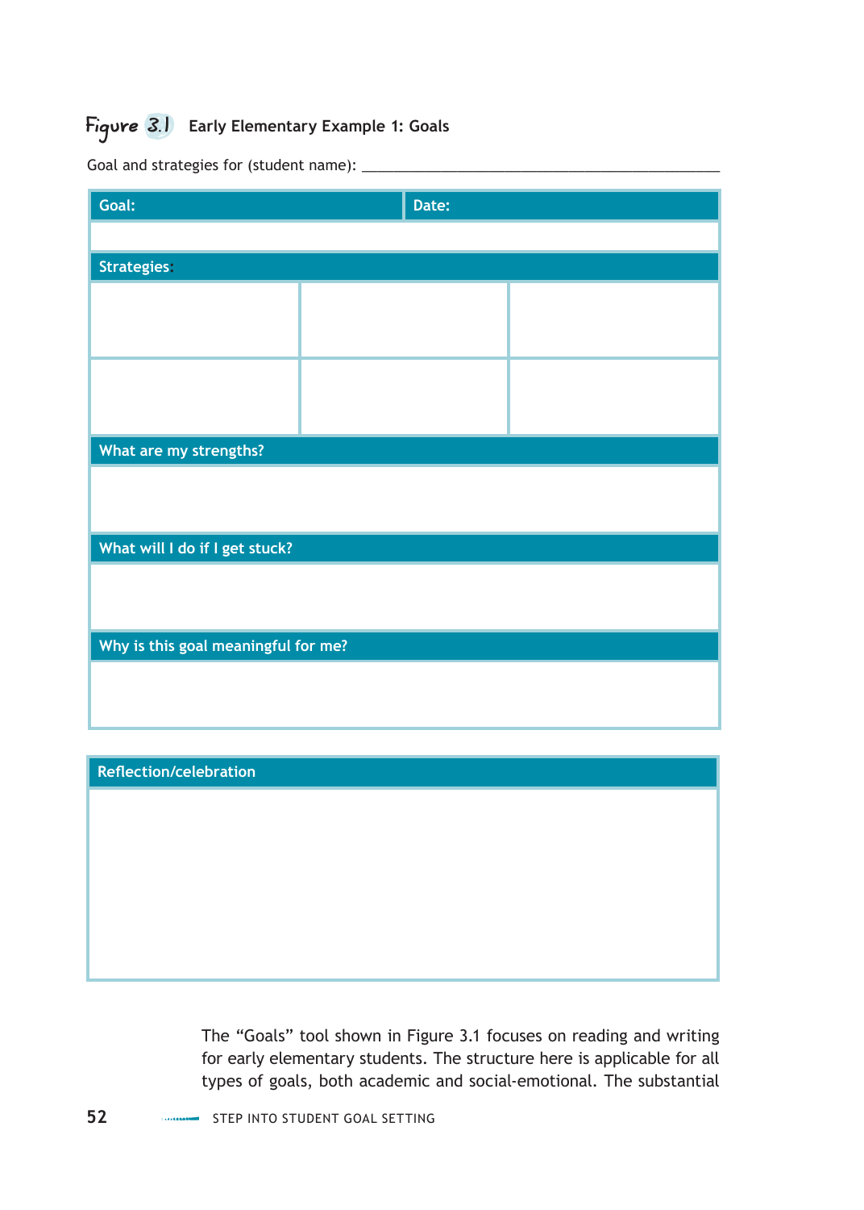**Figure 3.1** Early Elementary Example 1: Goals

Goal and strategies for (student name): ______________________________________________

| Goal: | Date: | |
|---|---|---|
| | | |
| **Strategies:** | | |
| | | |
| | | |
| **What are my strengths?** | | |
| | | |
| **What will I do if I get stuck?** | | |
| | | |
| **Why is this goal meaningful for me?** | | |
| | | |

| Reflection/celebration |
|---|
| |

The "Goals" tool shown in Figure 3.1 focuses on reading and writing for early elementary students. The structure here is applicable for all types of goals, both academic and social-emotional. The substantial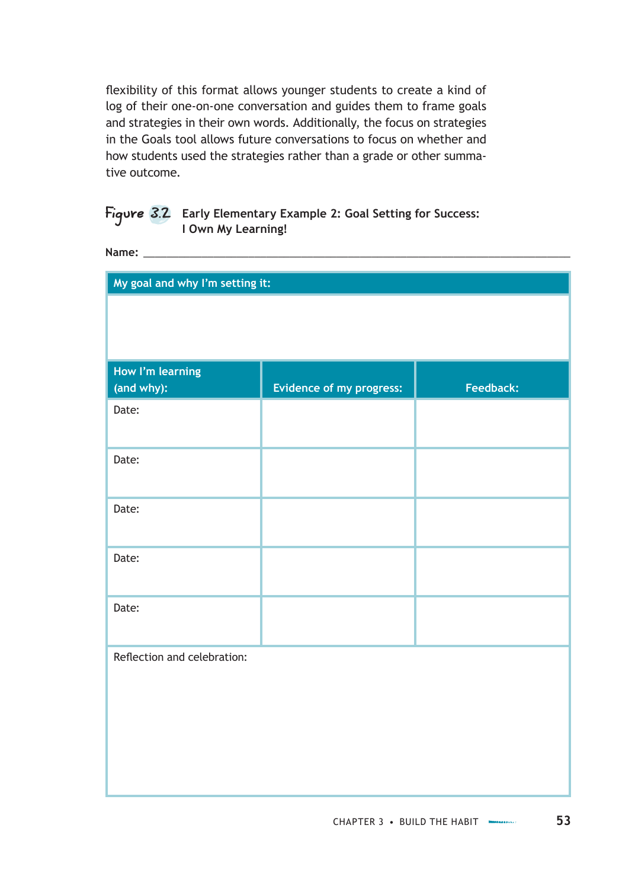flexibility of this format allows younger students to create a kind of log of their one-on-one conversation and guides them to frame goals and strategies in their own words. Additionally, the focus on strategies in the Goals tool allows future conversations to focus on whether and how students used the strategies rather than a grade or other summative outcome.

**Figure 3.2** Early Elementary Example 2: Goal Setting for Success: I Own My Learning!

**Name:** ______________________________

| My goal and why I'm setting it: | | |
|---|---|---|
| | | |
| **How I'm learning (and why):** | **Evidence of my progress:** | **Feedback:** |
| Date: | | |
| Date: | | |
| Date: | | |
| Date: | | |
| Date: | | |
| Reflection and celebration: | | |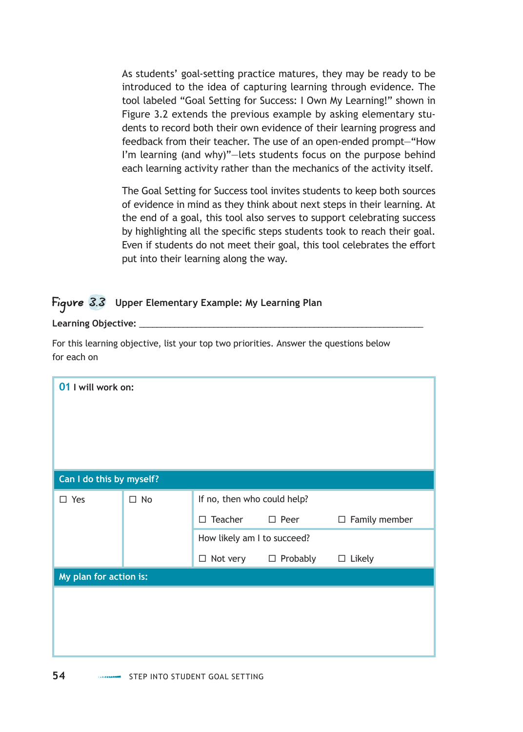As students' goal-setting practice matures, they may be ready to be introduced to the idea of capturing learning through evidence. The tool labeled "Goal Setting for Success: I Own My Learning!" shown in Figure 3.2 extends the previous example by asking elementary students to record both their own evidence of their learning progress and feedback from their teacher. The use of an open-ended prompt—"How I'm learning (and why)"—lets students focus on the purpose behind each learning activity rather than the mechanics of the activity itself.

The Goal Setting for Success tool invites students to keep both sources of evidence in mind as they think about next steps in their learning. At the end of a goal, this tool also serves to support celebrating success by highlighting all the specific steps students took to reach their goal. Even if students do not meet their goal, this tool celebrates the effort put into their learning along the way.

## Figure 3.3 Upper Elementary Example: My Learning Plan

**Learning Objective:** ______________________________________________

For this learning objective, list your top two priorities. Answer the questions below for each on

| **01 I will work on:** | | | | |
|---|---|---|---|---|
| | | | | |
| **Can I do this by myself?** | | | | |
| ☐ Yes | ☐ No | If no, then who could help? | | |
| | | ☐ Teacher | ☐ Peer | ☐ Family member |
| | | How likely am I to succeed? | | |
| | | ☐ Not very | ☐ Probably | ☐ Likely |
| **My plan for action is:** | | | | |
| | | | | |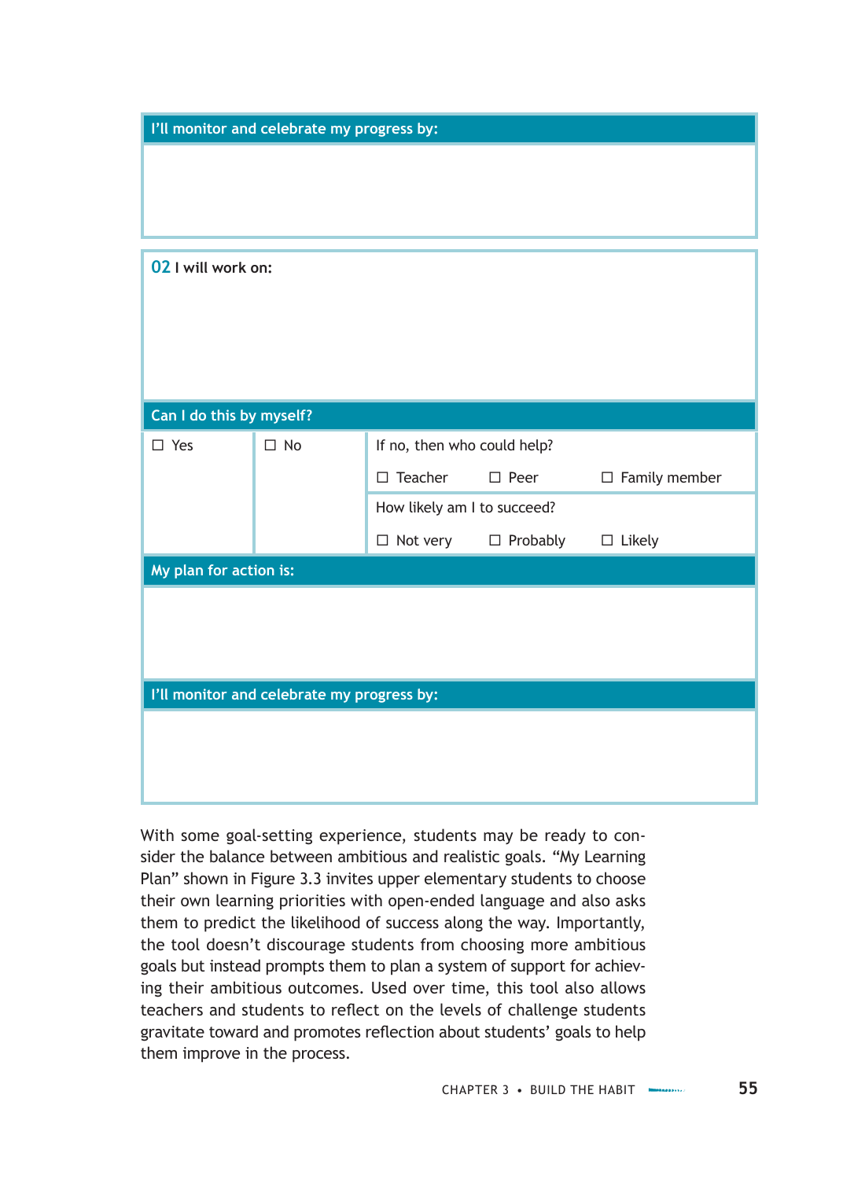| I'll monitor and celebrate my progress by: |
|---|
| |

| **02** I will work on: | | |
|---|---|---|
| | | |
| **Can I do this by myself?** | | |
| ☐ Yes | ☐ No | If no, then who could help? ☐ Teacher ☐ Peer ☐ Family member |
| | | How likely am I to succeed? ☐ Not very ☐ Probably ☐ Likely |
| **My plan for action is:** | | |
| | | |
| **I'll monitor and celebrate my progress by:** | | |
| | | |

With some goal-setting experience, students may be ready to consider the balance between ambitious and realistic goals. "My Learning Plan" shown in Figure 3.3 invites upper elementary students to choose their own learning priorities with open-ended language and also asks them to predict the likelihood of success along the way. Importantly, the tool doesn't discourage students from choosing more ambitious goals but instead prompts them to plan a system of support for achieving their ambitious outcomes. Used over time, this tool also allows teachers and students to reflect on the levels of challenge students gravitate toward and promotes reflection about students' goals to help them improve in the process.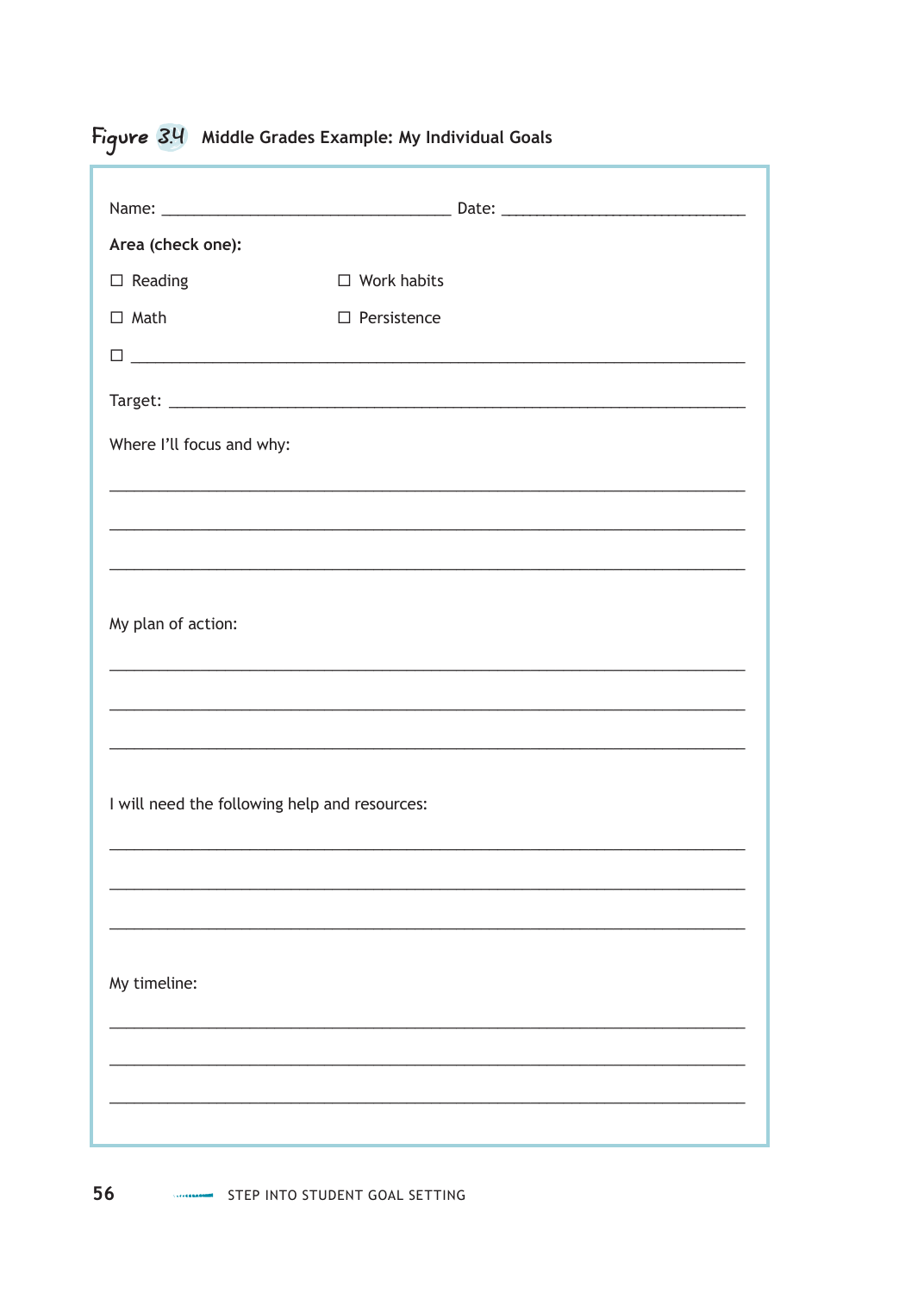**Figure 3.4** Middle Grades Example: My Individual Goals

Name: ______________________________ Date: ______________________________

**Area (check one):**

☐ Reading ☐ Work habits

☐ Math ☐ Persistence

☐ ______________________________________________________________

Target: ______________________________________________________________

Where I'll focus and why:

______________________________________________________________

______________________________________________________________

______________________________________________________________

My plan of action:

______________________________________________________________

______________________________________________________________

______________________________________________________________

I will need the following help and resources:

______________________________________________________________

______________________________________________________________

______________________________________________________________

My timeline:

______________________________________________________________

______________________________________________________________

______________________________________________________________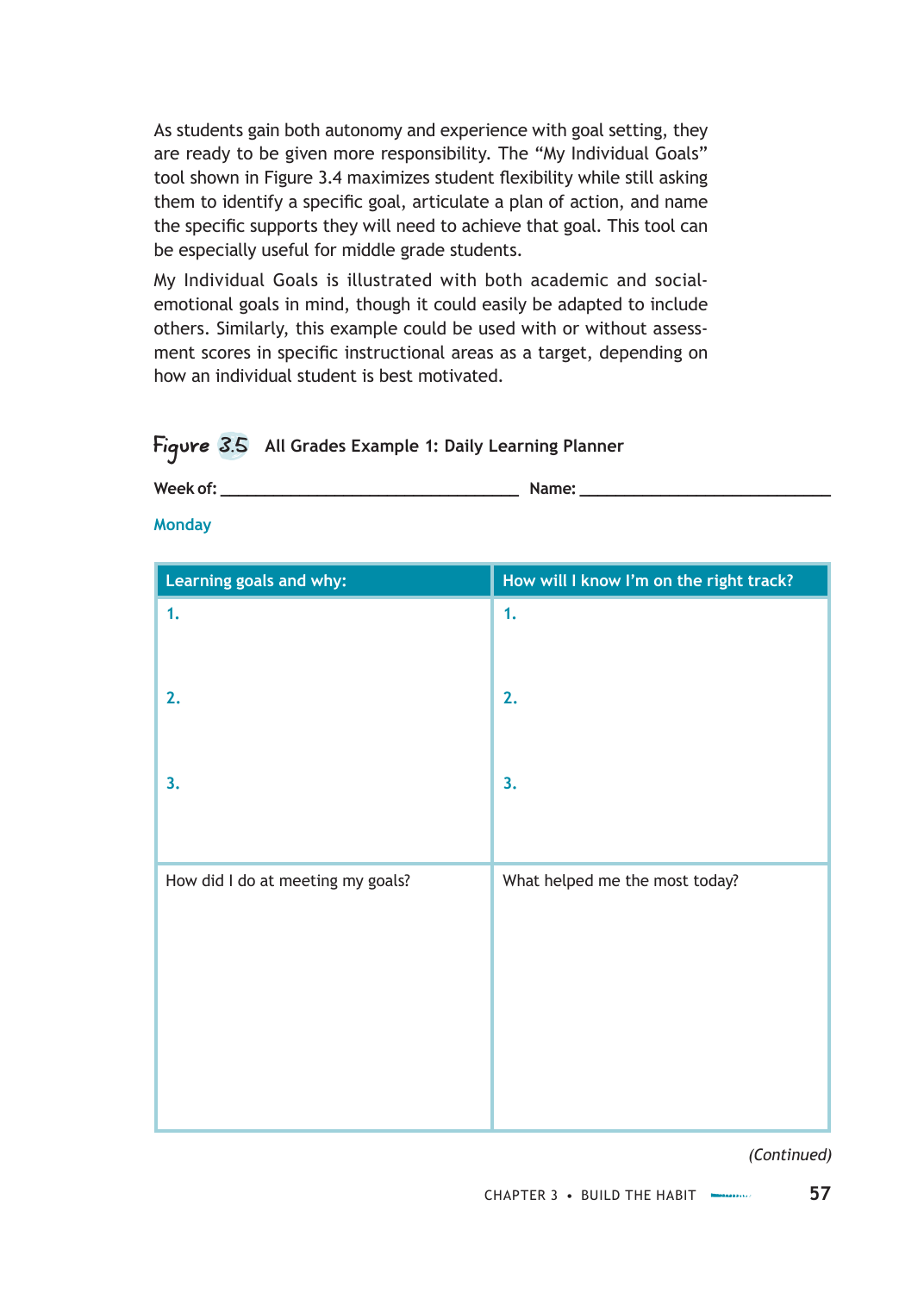As students gain both autonomy and experience with goal setting, they are ready to be given more responsibility. The "My Individual Goals" tool shown in Figure 3.4 maximizes student flexibility while still asking them to identify a specific goal, articulate a plan of action, and name the specific supports they will need to achieve that goal. This tool can be especially useful for middle grade students.

My Individual Goals is illustrated with both academic and social-emotional goals in mind, though it could easily be adapted to include others. Similarly, this example could be used with or without assessment scores in specific instructional areas as a target, depending on how an individual student is best motivated.

**Figure 3.5** All Grades Example 1: Daily Learning Planner

**Week of:** ______________________ **Name:** ______________________

### Monday

| Learning goals and why: | How will I know I'm on the right track? |
|---|---|
| 1.<br><br>2.<br><br>3. | 1.<br><br>2.<br><br>3. |
| How did I do at meeting my goals? | What helped me the most today? |

*(Continued)*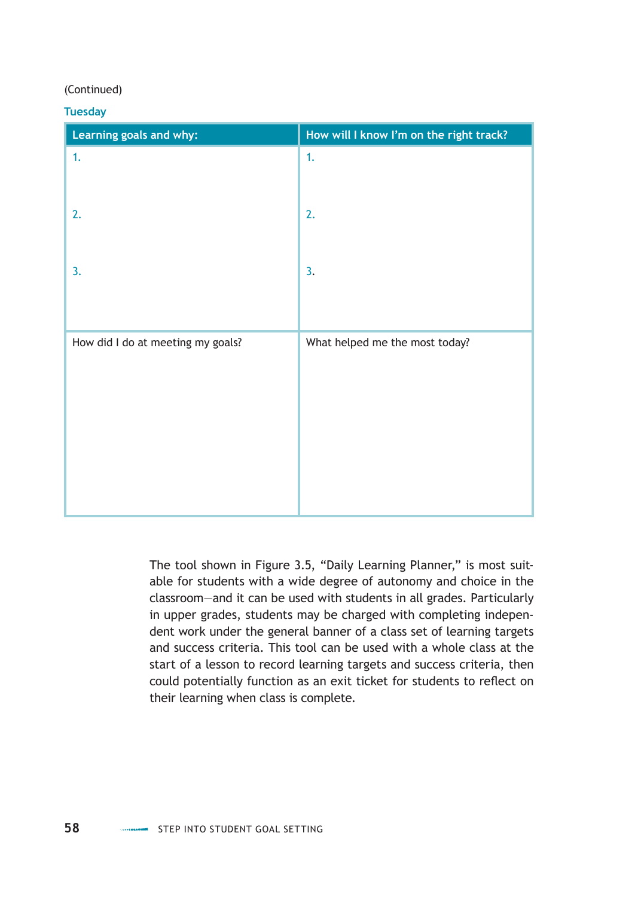(Continued)

**Tuesday**

| Learning goals and why: | How will I know I'm on the right track? |
| --- | --- |
| 1.<br><br>2.<br><br>3. | 1.<br><br>2.<br><br>3. |
| How did I do at meeting my goals? | What helped me the most today? |

The tool shown in Figure 3.5, "Daily Learning Planner," is most suitable for students with a wide degree of autonomy and choice in the classroom—and it can be used with students in all grades. Particularly in upper grades, students may be charged with completing independent work under the general banner of a class set of learning targets and success criteria. This tool can be used with a whole class at the start of a lesson to record learning targets and success criteria, then could potentially function as an exit ticket for students to reflect on their learning when class is complete.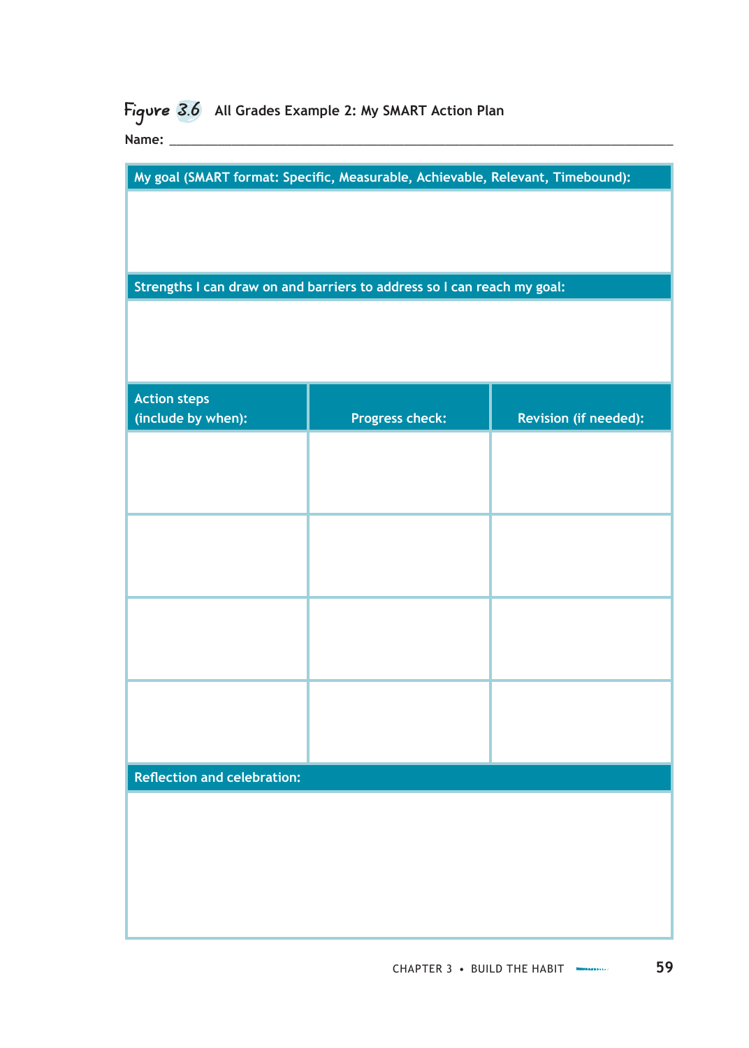**Figure 3.6** All Grades Example 2: My SMART Action Plan

Name: ___________________________________________________________

| My goal (SMART format: Specific, Measurable, Achievable, Relevant, Timebound): | | |
|---|---|---|
| | | |
| **Strengths I can draw on and barriers to address so I can reach my goal:** | | |
| | | |
| **Action steps (include by when):** | **Progress check:** | **Revision (if needed):** |
| | | |
| | | |
| | | |
| | | |
| **Reflection and celebration:** | | |
| | | |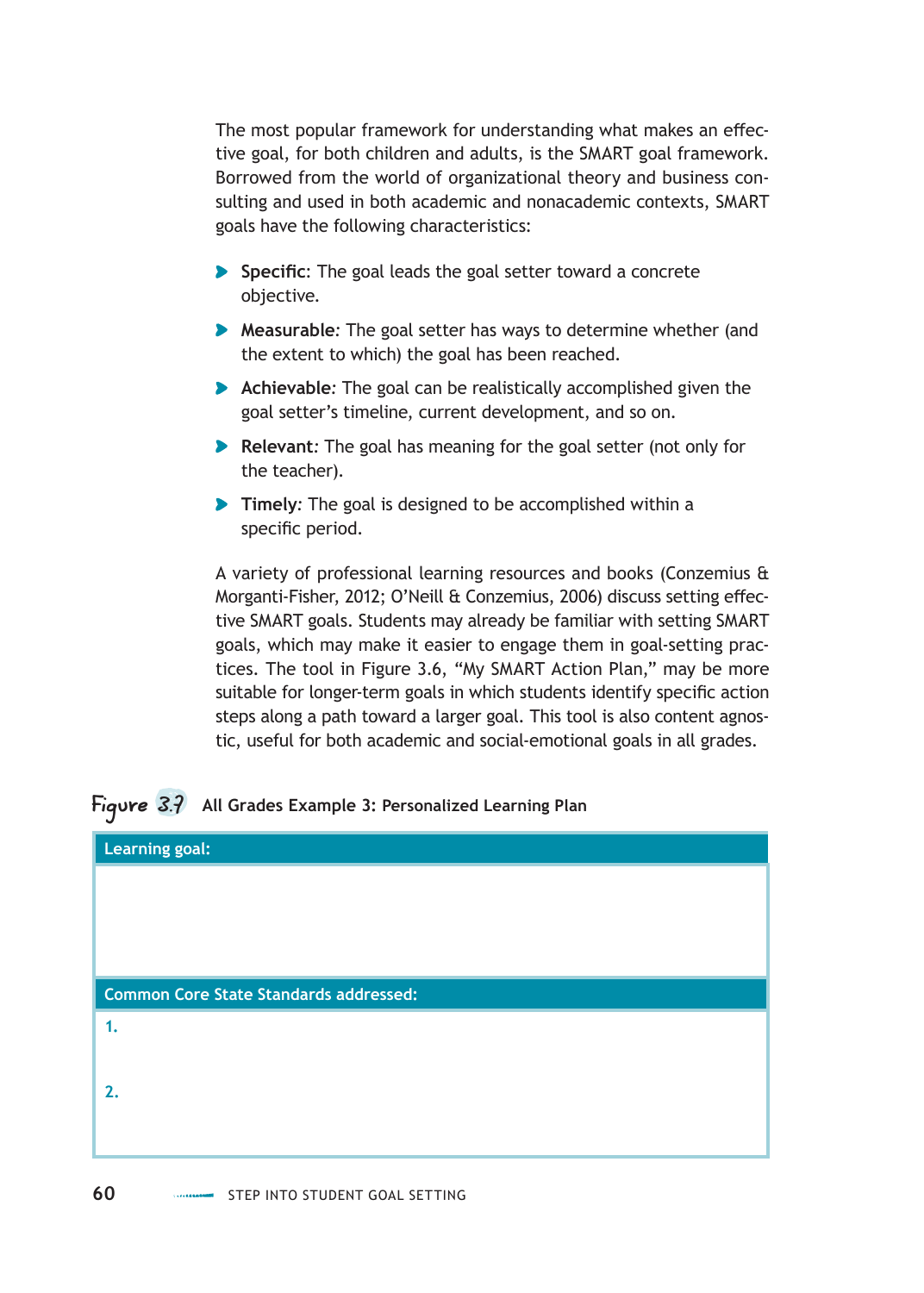The most popular framework for understanding what makes an effective goal, for both children and adults, is the SMART goal framework. Borrowed from the world of organizational theory and business consulting and used in both academic and nonacademic contexts, SMART goals have the following characteristics:

- **Specific**: The goal leads the goal setter toward a concrete objective.
- **Measurable**: The goal setter has ways to determine whether (and the extent to which) the goal has been reached.
- **Achievable**: The goal can be realistically accomplished given the goal setter's timeline, current development, and so on.
- **Relevant**: The goal has meaning for the goal setter (not only for the teacher).
- **Timely**: The goal is designed to be accomplished within a specific period.

A variety of professional learning resources and books (Conzemius & Morganti-Fisher, 2012; O'Neill & Conzemius, 2006) discuss setting effective SMART goals. Students may already be familiar with setting SMART goals, which may make it easier to engage them in goal-setting practices. The tool in Figure 3.6, "My SMART Action Plan," may be more suitable for longer-term goals in which students identify specific action steps along a path toward a larger goal. This tool is also content agnostic, useful for both academic and social-emotional goals in all grades.

**Figure 3.7** All Grades Example 3: Personalized Learning Plan

| Learning goal: |
| --- |
| |

| Common Core State Standards addressed: |
| --- |
| 1. |
| 2. |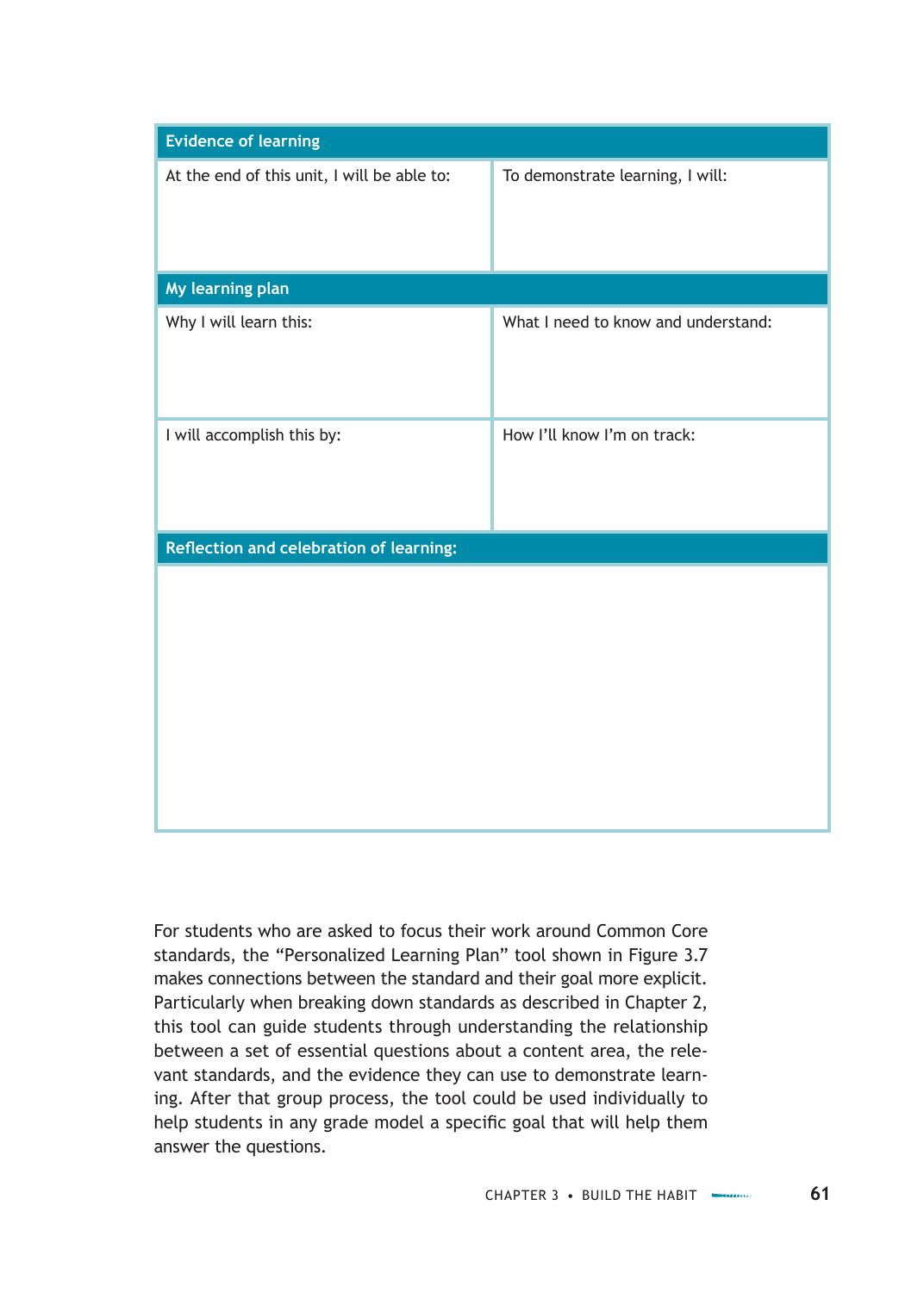| Evidence of learning | |
|---|---|
| At the end of this unit, I will be able to: | To demonstrate learning, I will: |
| **My learning plan** | |
| Why I will learn this: | What I need to know and understand: |
| I will accomplish this by: | How I'll know I'm on track: |
| **Reflection and celebration of learning:** | |
| | |

For students who are asked to focus their work around Common Core standards, the "Personalized Learning Plan" tool shown in Figure 3.7 makes connections between the standard and their goal more explicit. Particularly when breaking down standards as described in Chapter 2, this tool can guide students through understanding the relationship between a set of essential questions about a content area, the relevant standards, and the evidence they can use to demonstrate learning. After that group process, the tool could be used individually to help students in any grade model a specific goal that will help them answer the questions.